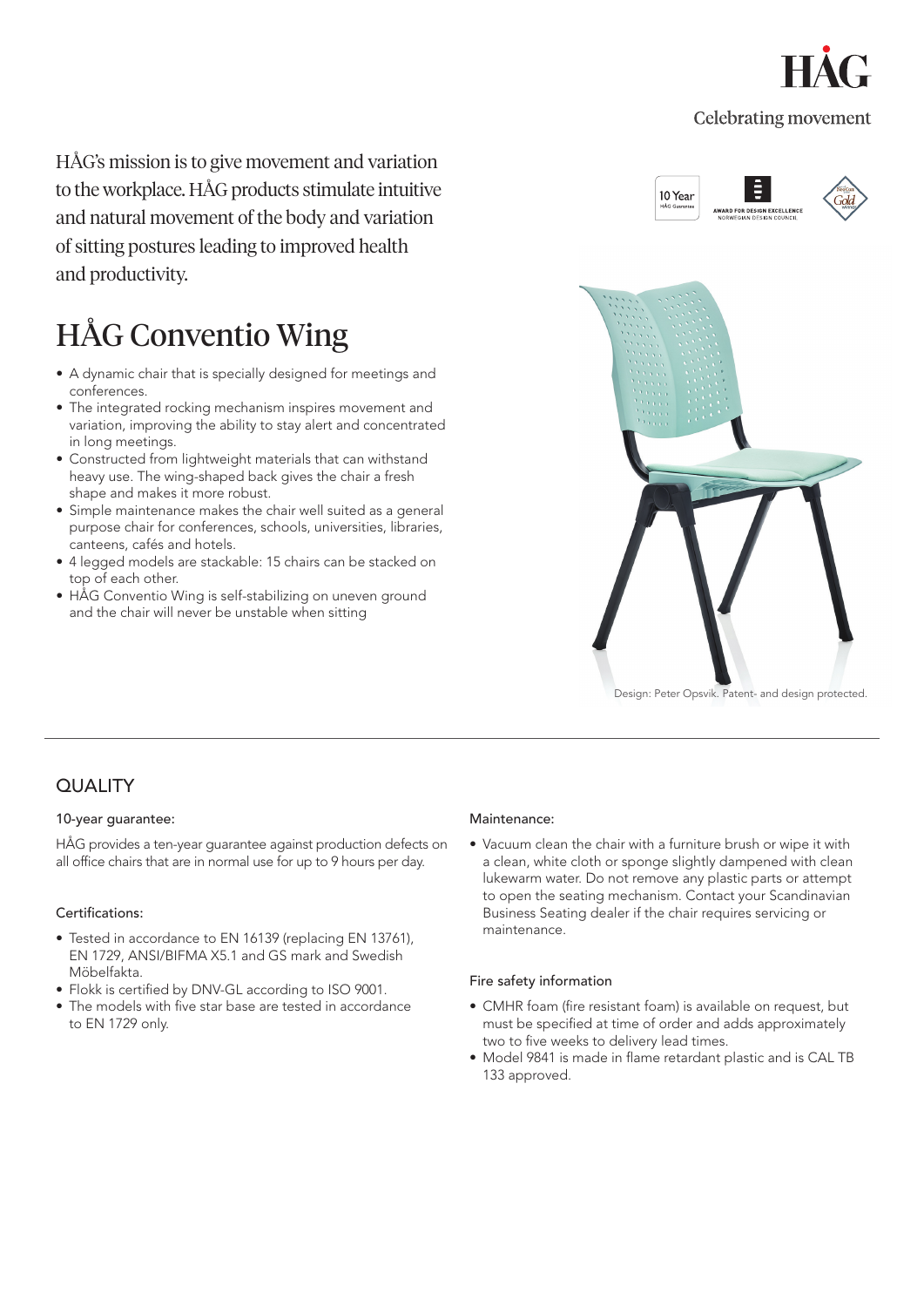HÅG

Celebrating movement

HÅG's mission is to give movement and variation to the workplace. HÅG products stimulate intuitive and natural movement of the body and variation of sitting postures leading to improved health and productivity.

# HÅG Conventio Wing

- A dynamic chair that is specially designed for meetings and conferences.
- The integrated rocking mechanism inspires movement and variation, improving the ability to stay alert and concentrated in long meetings.
- Constructed from lightweight materials that can withstand heavy use. The wing-shaped back gives the chair a fresh shape and makes it more robust.
- Simple maintenance makes the chair well suited as a general purpose chair for conferences, schools, universities, libraries, canteens, cafés and hotels.
- 4 legged models are stackable: 15 chairs can be stacked on top of each other.
- HÅG Conventio Wing is self-stabilizing on uneven ground and the chair will never be unstable when sitting

10 Year HÅG Guarantee

AWARD FOR DESIGN EXCELLENCE NORWEGIAN DESIGN COUNCIL

Gold

Design: Peter Opsvik. Patent- and design protected.

## QUALITY

### 10-year guarantee:

HÅG provides a ten-year guarantee against production defects on all office chairs that are in normal use for up to 9 hours per day.

### Certifications:

- Tested in accordance to EN 16139 (replacing EN 13761), EN 1729, ANSI/BIFMA X5.1 and GS mark and Swedish Möbelfakta.
- Flokk is certified by DNV-GL according to ISO 9001.
- The models with five star base are tested in accordance to EN 1729 only.

### Maintenance:

- Vacuum clean the chair with a furniture brush or wipe it with a clean, white cloth or sponge slightly dampened with clean lukewarm water. Do not remove any plastic parts or attempt to open the seating mechanism. Contact your Scandinavian Business Seating dealer if the chair requires servicing or maintenance.

### Fire safety information

- CMHR foam (fire resistant foam) is available on request, but must be specified at time of order and adds approximately two to five weeks to delivery lead times.
- Model 9841 is made in flame retardant plastic and is CAL TB 133 approved.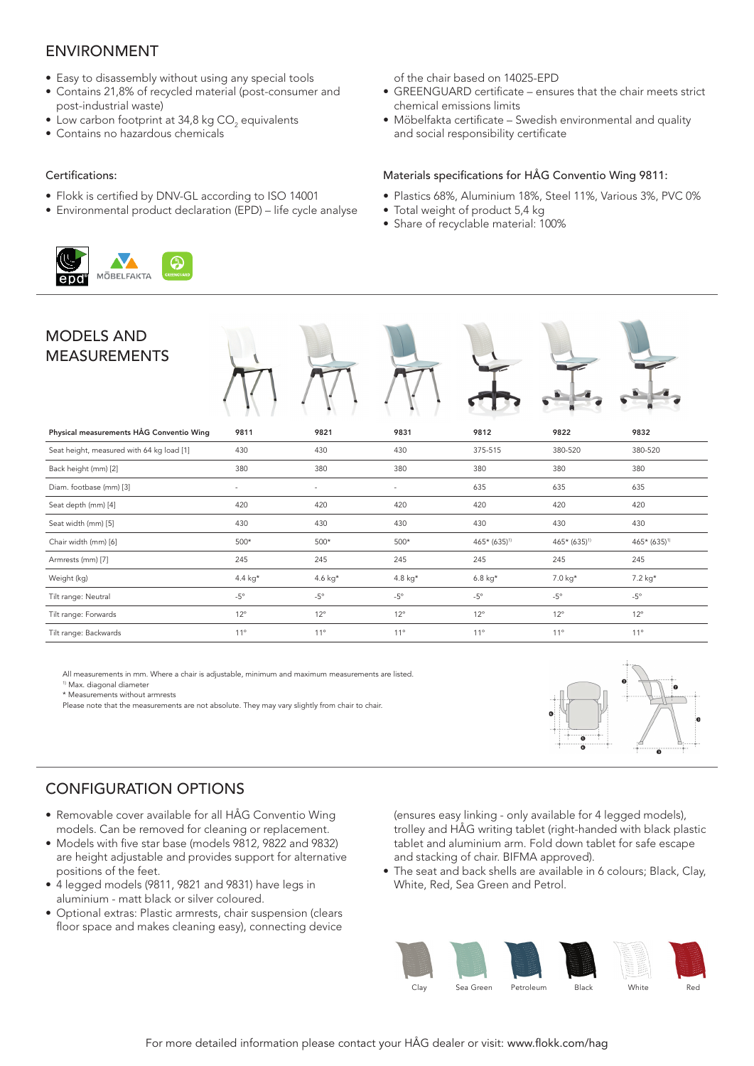## ENVIRONMENT

- Easy to disassembly without using any special tools
- Contains 21,8% of recycled material (post-consumer and post-industrial waste)
- Low carbon footprint at 34,8 kg $CO_2$ equivalents
- Contains no hazardous chemicals

### Certifications:

- Flokk is certified by DNV-GL according to ISO 14001
- Environmental product declaration (EPD) – life cycle analyse of the chair based on 14025-EPD
- GREENGUARD certificate – ensures that the chair meets strict chemical emissions limits
- Möbelfakta certificate – Swedish environmental and quality and social responsibility certificate

### Materials specifications for HÅG Conventio Wing 9811:

- Plastics 68%, Aluminium 18%, Steel 11%, Various 3%, PVC 0%
- Total weight of product 5,4 kg
- Share of recyclable material: 100%

## MODELS AND MEASUREMENTS

| Physical measurements HÅG Conventio Wing | 9811 | 9821 | 9831 | 9812 | 9822 | 9832 |
|---|---|---|---|---|---|---|
| Seat height, measured with 64 kg load [1] | 430 | 430 | 430 | 375-515 | 380-520 | 380-520 |
| Back height (mm) [2] | 380 | 380 | 380 | 380 | 380 | 380 |
| Diam. footbase (mm) [3] | - | - | - | 635 | 635 | 635 |
| Seat depth (mm) [4] | 420 | 420 | 420 | 420 | 420 | 420 |
| Seat width (mm) [5] | 430 | 430 | 430 | 430 | 430 | 430 |
| Chair width (mm) [6] | 500* | 500* | 500* | 465* (635)[1] | 465* (635)[1] | 465* (635)[1] |
| Armrests (mm) [7] | 245 | 245 | 245 | 245 | 245 | 245 |
| Weight (kg) | 4.4 kg* | 4.6 kg* | 4.8 kg* | 6.8 kg* | 7.0 kg* | 7.2 kg* |
| Tilt range: Neutral | -5° | -5° | -5° | -5° | -5° | -5° |
| Tilt range: Forwards | 12° | 12° | 12° | 12° | 12° | 12° |
| Tilt range: Backwards | 11° | 11° | 11° | 11° | 11° | 11° |

All measurements in mm. Where a chair is adjustable, minimum and maximum measurements are listed.
[1] Max. diagonal diameter
* Measurements without armrests
Please note that the measurements are not absolute. They may vary slightly from chair to chair.

## CONFIGURATION OPTIONS

- Removable cover available for all HÅG Conventio Wing models. Can be removed for cleaning or replacement.
- Models with five star base (models 9812, 9822 and 9832) are height adjustable and provides support for alternative positions of the feet.
- 4 legged models (9811, 9821 and 9831) have legs in aluminium - matt black or silver coloured.
- Optional extras: Plastic armrests, chair suspension (clears floor space and makes cleaning easy), connecting device (ensures easy linking - only available for 4 legged models), trolley and HÅG writing tablet (right-handed with black plastic tablet and aluminium arm. Fold down tablet for safe escape and stacking of chair. BIFMA approved).
- The seat and back shells are available in 6 colours; Black, Clay, White, Red, Sea Green and Petrol.

Clay Sea Green Petroleum Black White Red

For more detailed information please contact your HÅG dealer or visit: www.flokk.com/hag